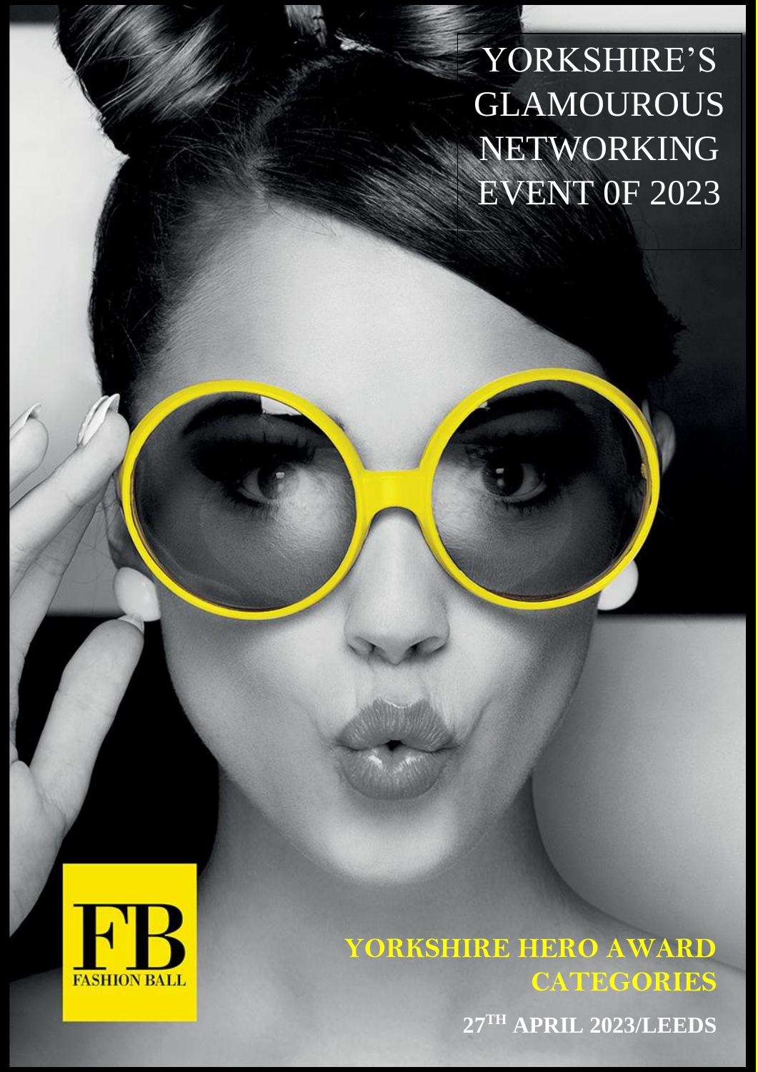# YORKSHIRE'S GLAMOUROUS NETWORKING EVENT 0F 2023

FB
FASHION BALL

## YORKSHIRE HERO AWARD CATEGORIES

**27TH APRIL 2023/LEEDS**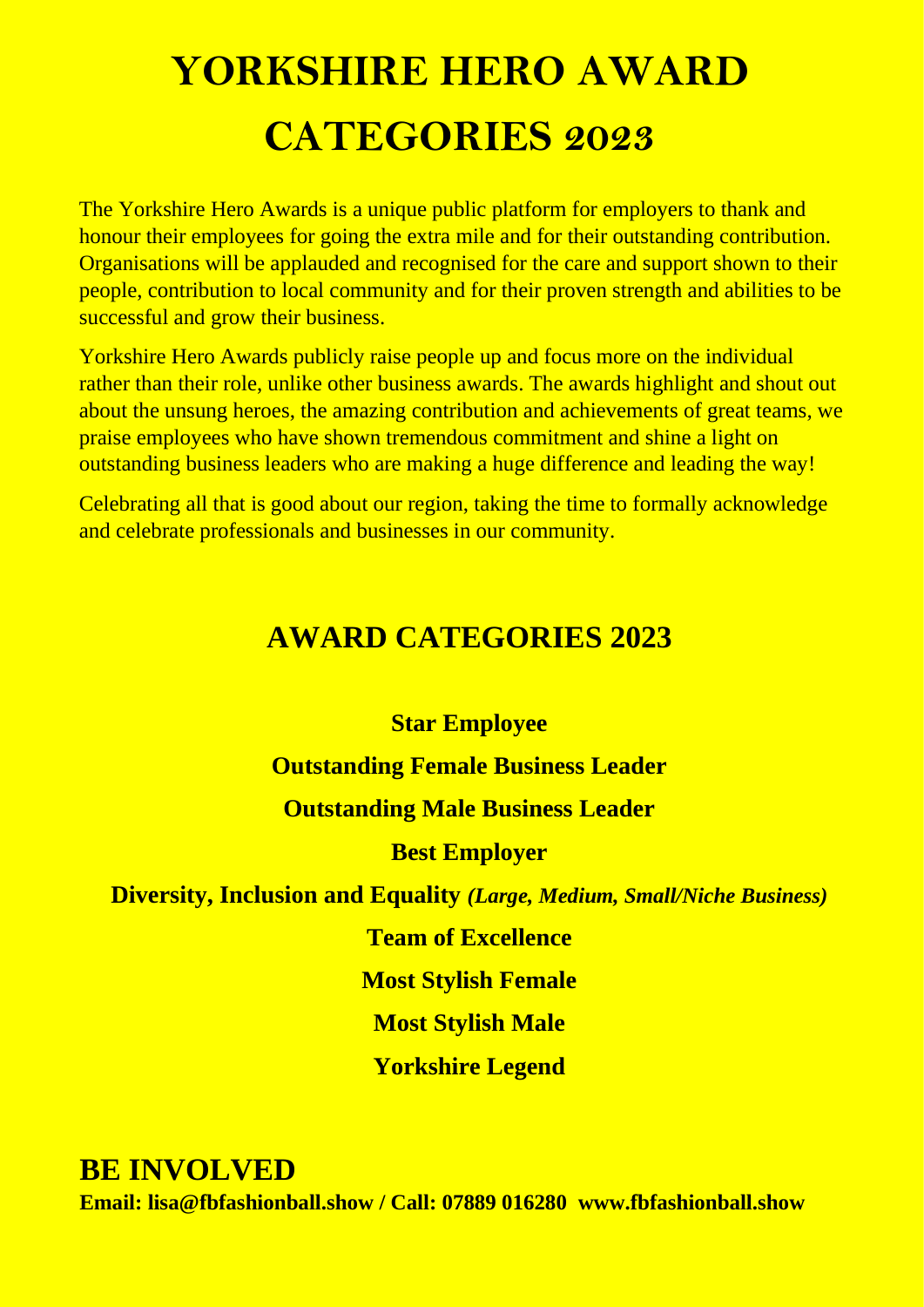# YORKSHIRE HERO AWARD CATEGORIES *2023*

The Yorkshire Hero Awards is a unique public platform for employers to thank and honour their employees for going the extra mile and for their outstanding contribution. Organisations will be applauded and recognised for the care and support shown to their people, contribution to local community and for their proven strength and abilities to be successful and grow their business.

Yorkshire Hero Awards publicly raise people up and focus more on the individual rather than their role, unlike other business awards. The awards highlight and shout out about the unsung heroes, the amazing contribution and achievements of great teams, we praise employees who have shown tremendous commitment and shine a light on outstanding business leaders who are making a huge difference and leading the way!

Celebrating all that is good about our region, taking the time to formally acknowledge and celebrate professionals and businesses in our community.

## AWARD CATEGORIES 2023

**Star Employee**

**Outstanding Female Business Leader**

**Outstanding Male Business Leader**

**Best Employer**

**Diversity, Inclusion and Equality** ***(Large, Medium, Small/Niche Business)***

**Team of Excellence**

**Most Stylish Female**

**Most Stylish Male**

**Yorkshire Legend**

## BE INVOLVED

**Email: lisa@fbfashionball.show / Call: 07889 016280 www.fbfashionball.show**